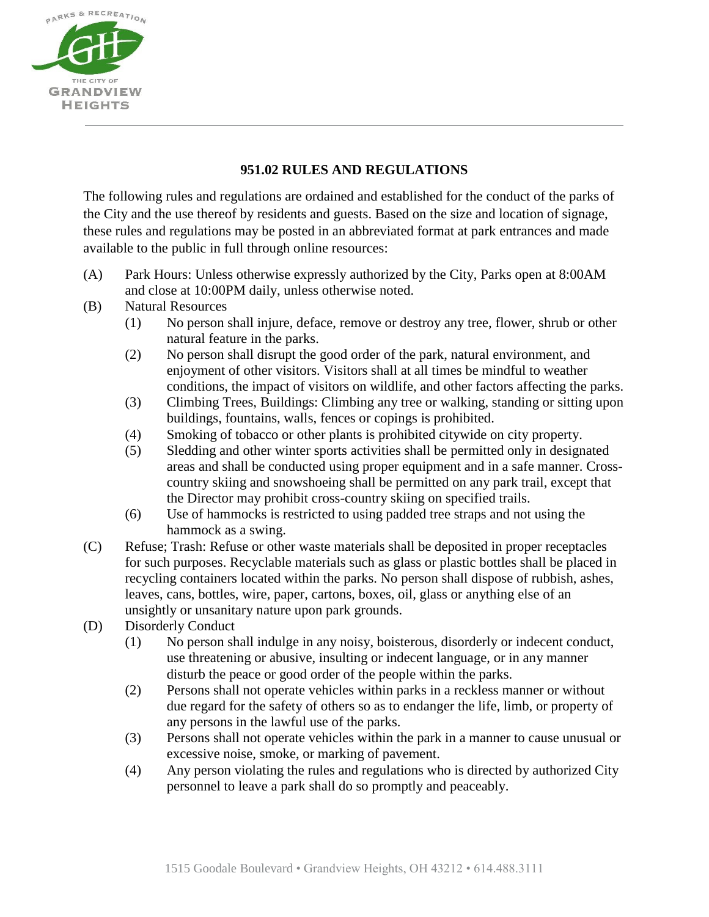## 951.02 RULES AND REGULATIONS

The following rules and regulations are ordained and established for the conduct of the parks of the City and the use thereof by residents and guests. Based on the size and location of signage, these rules and regulations may be posted in an abbreviated format at park entrances and made available to the public in full through online resources:

(A) Park Hours: Unless otherwise expressly authorized by the City, Parks open at 8:00AM and close at 10:00PM daily, unless otherwise noted.

(B) Natural Resources

  (1) No person shall injure, deface, remove or destroy any tree, flower, shrub or other natural feature in the parks.

  (2) No person shall disrupt the good order of the park, natural environment, and enjoyment of other visitors. Visitors shall at all times be mindful to weather conditions, the impact of visitors on wildlife, and other factors affecting the parks.

  (3) Climbing Trees, Buildings: Climbing any tree or walking, standing or sitting upon buildings, fountains, walls, fences or copings is prohibited.

  (4) Smoking of tobacco or other plants is prohibited citywide on city property.

  (5) Sledding and other winter sports activities shall be permitted only in designated areas and shall be conducted using proper equipment and in a safe manner. Cross-country skiing and snowshoeing shall be permitted on any park trail, except that the Director may prohibit cross-country skiing on specified trails.

  (6) Use of hammocks is restricted to using padded tree straps and not using the hammock as a swing.

(C) Refuse; Trash: Refuse or other waste materials shall be deposited in proper receptacles for such purposes. Recyclable materials such as glass or plastic bottles shall be placed in recycling containers located within the parks. No person shall dispose of rubbish, ashes, leaves, cans, bottles, wire, paper, cartons, boxes, oil, glass or anything else of an unsightly or unsanitary nature upon park grounds.

(D) Disorderly Conduct

  (1) No person shall indulge in any noisy, boisterous, disorderly or indecent conduct, use threatening or abusive, insulting or indecent language, or in any manner disturb the peace or good order of the people within the parks.

  (2) Persons shall not operate vehicles within parks in a reckless manner or without due regard for the safety of others so as to endanger the life, limb, or property of any persons in the lawful use of the parks.

  (3) Persons shall not operate vehicles within the park in a manner to cause unusual or excessive noise, smoke, or marking of pavement.

  (4) Any person violating the rules and regulations who is directed by authorized City personnel to leave a park shall do so promptly and peaceably.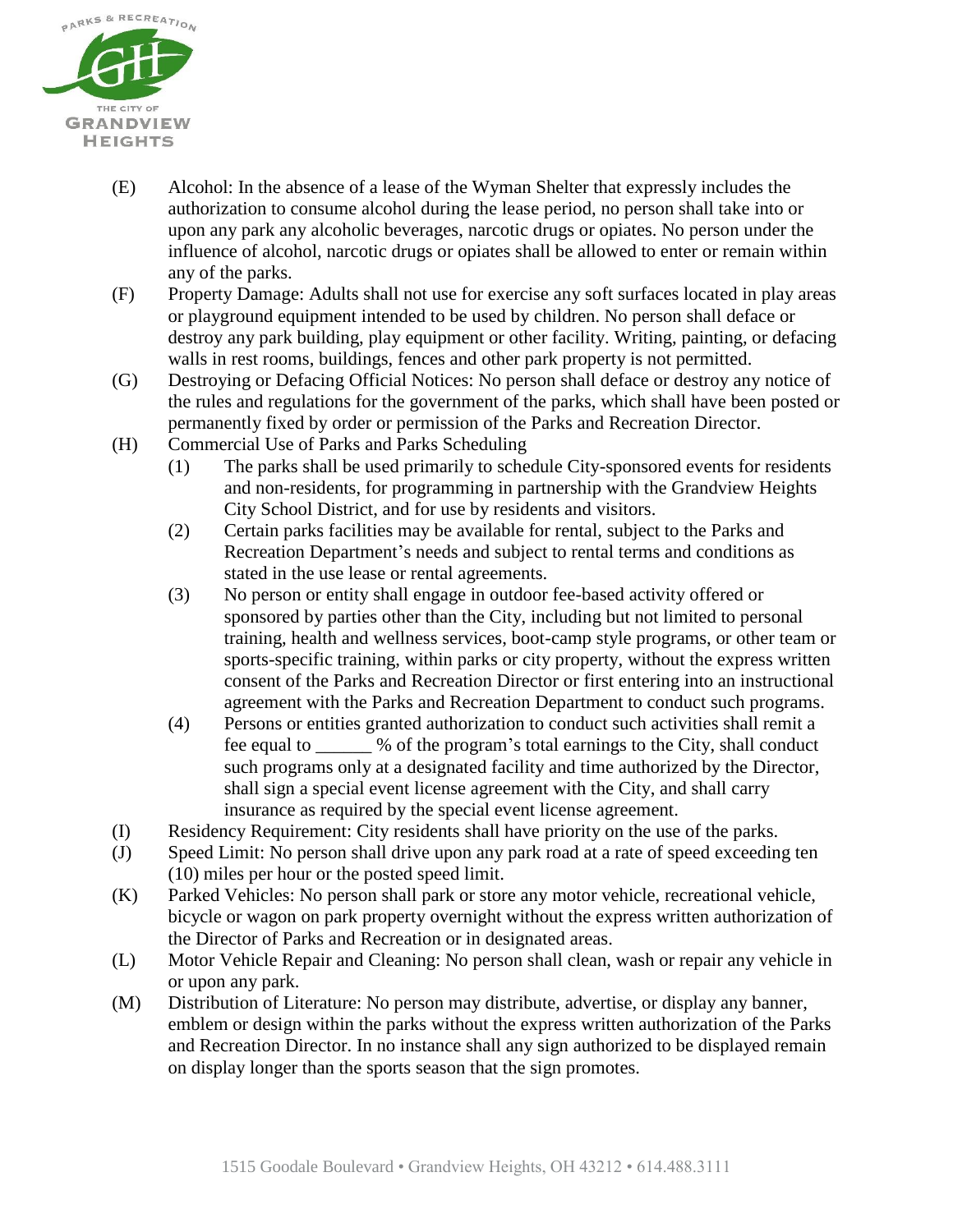(E) Alcohol: In the absence of a lease of the Wyman Shelter that expressly includes the authorization to consume alcohol during the lease period, no person shall take into or upon any park any alcoholic beverages, narcotic drugs or opiates. No person under the influence of alcohol, narcotic drugs or opiates shall be allowed to enter or remain within any of the parks.

(F) Property Damage: Adults shall not use for exercise any soft surfaces located in play areas or playground equipment intended to be used by children. No person shall deface or destroy any park building, play equipment or other facility. Writing, painting, or defacing walls in rest rooms, buildings, fences and other park property is not permitted.

(G) Destroying or Defacing Official Notices: No person shall deface or destroy any notice of the rules and regulations for the government of the parks, which shall have been posted or permanently fixed by order or permission of the Parks and Recreation Director.

(H) Commercial Use of Parks and Parks Scheduling

  (1) The parks shall be used primarily to schedule City-sponsored events for residents and non-residents, for programming in partnership with the Grandview Heights City School District, and for use by residents and visitors.

  (2) Certain parks facilities may be available for rental, subject to the Parks and Recreation Department's needs and subject to rental terms and conditions as stated in the use lease or rental agreements.

  (3) No person or entity shall engage in outdoor fee-based activity offered or sponsored by parties other than the City, including but not limited to personal training, health and wellness services, boot-camp style programs, or other team or sports-specific training, within parks or city property, without the express written consent of the Parks and Recreation Director or first entering into an instructional agreement with the Parks and Recreation Department to conduct such programs.

  (4) Persons or entities granted authorization to conduct such activities shall remit a fee equal to ______ % of the program's total earnings to the City, shall conduct such programs only at a designated facility and time authorized by the Director, shall sign a special event license agreement with the City, and shall carry insurance as required by the special event license agreement.

(I) Residency Requirement: City residents shall have priority on the use of the parks.

(J) Speed Limit: No person shall drive upon any park road at a rate of speed exceeding ten (10) miles per hour or the posted speed limit.

(K) Parked Vehicles: No person shall park or store any motor vehicle, recreational vehicle, bicycle or wagon on park property overnight without the express written authorization of the Director of Parks and Recreation or in designated areas.

(L) Motor Vehicle Repair and Cleaning: No person shall clean, wash or repair any vehicle in or upon any park.

(M) Distribution of Literature: No person may distribute, advertise, or display any banner, emblem or design within the parks without the express written authorization of the Parks and Recreation Director. In no instance shall any sign authorized to be displayed remain on display longer than the sports season that the sign promotes.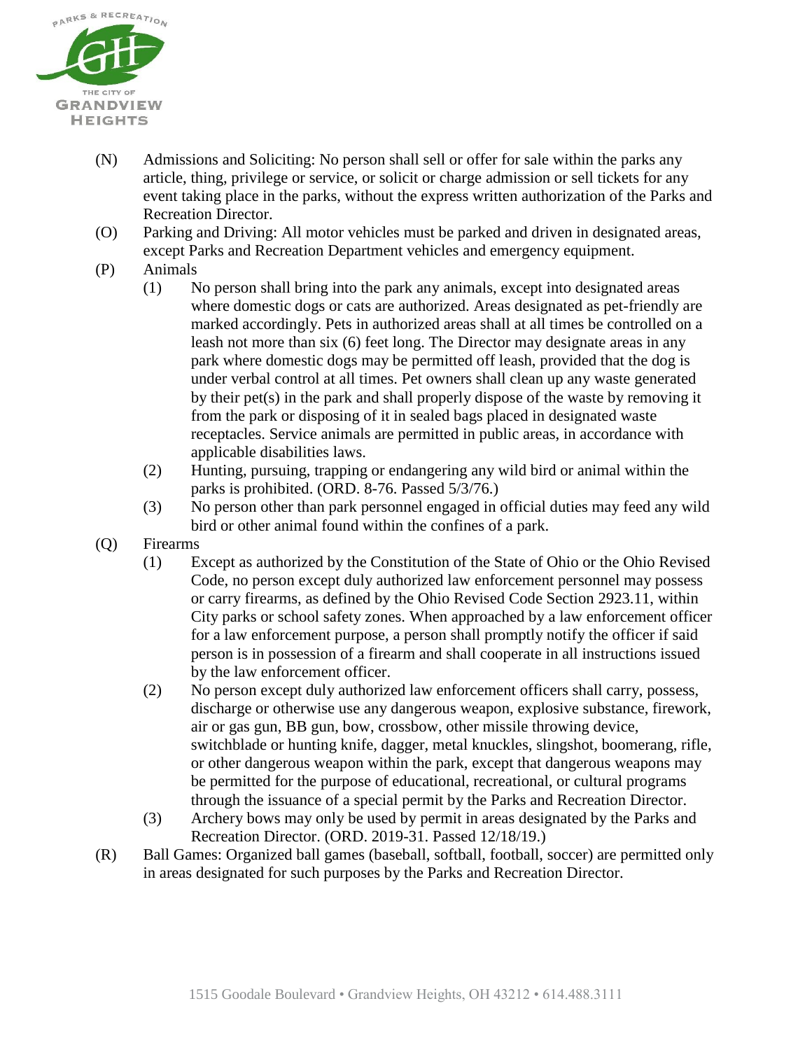(N) Admissions and Soliciting: No person shall sell or offer for sale within the parks any article, thing, privilege or service, or solicit or charge admission or sell tickets for any event taking place in the parks, without the express written authorization of the Parks and Recreation Director.

(O) Parking and Driving: All motor vehicles must be parked and driven in designated areas, except Parks and Recreation Department vehicles and emergency equipment.

(P) Animals

- (1) No person shall bring into the park any animals, except into designated areas where domestic dogs or cats are authorized. Areas designated as pet-friendly are marked accordingly. Pets in authorized areas shall at all times be controlled on a leash not more than six (6) feet long. The Director may designate areas in any park where domestic dogs may be permitted off leash, provided that the dog is under verbal control at all times. Pet owners shall clean up any waste generated by their pet(s) in the park and shall properly dispose of the waste by removing it from the park or disposing of it in sealed bags placed in designated waste receptacles. Service animals are permitted in public areas, in accordance with applicable disabilities laws.
- (2) Hunting, pursuing, trapping or endangering any wild bird or animal within the parks is prohibited. (ORD. 8-76. Passed 5/3/76.)
- (3) No person other than park personnel engaged in official duties may feed any wild bird or other animal found within the confines of a park.

(Q) Firearms

- (1) Except as authorized by the Constitution of the State of Ohio or the Ohio Revised Code, no person except duly authorized law enforcement personnel may possess or carry firearms, as defined by the Ohio Revised Code Section 2923.11, within City parks or school safety zones. When approached by a law enforcement officer for a law enforcement purpose, a person shall promptly notify the officer if said person is in possession of a firearm and shall cooperate in all instructions issued by the law enforcement officer.
- (2) No person except duly authorized law enforcement officers shall carry, possess, discharge or otherwise use any dangerous weapon, explosive substance, firework, air or gas gun, BB gun, bow, crossbow, other missile throwing device, switchblade or hunting knife, dagger, metal knuckles, slingshot, boomerang, rifle, or other dangerous weapon within the park, except that dangerous weapons may be permitted for the purpose of educational, recreational, or cultural programs through the issuance of a special permit by the Parks and Recreation Director.
- (3) Archery bows may only be used by permit in areas designated by the Parks and Recreation Director. (ORD. 2019-31. Passed 12/18/19.)

(R) Ball Games: Organized ball games (baseball, softball, football, soccer) are permitted only in areas designated for such purposes by the Parks and Recreation Director.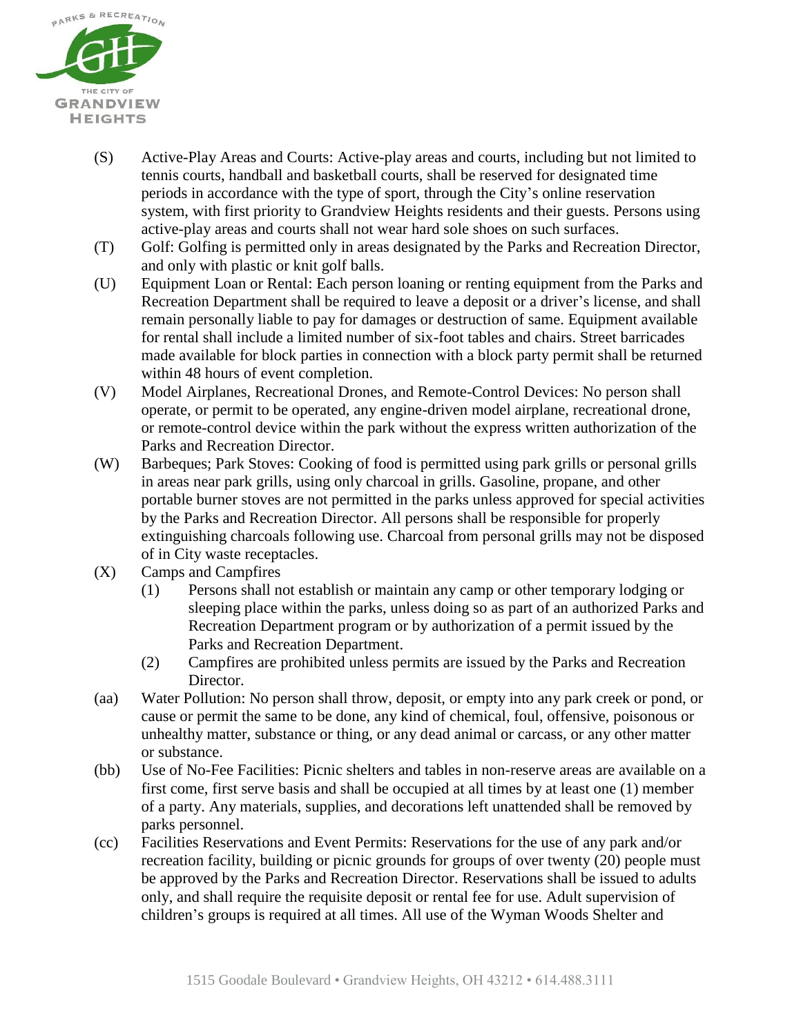(S) Active-Play Areas and Courts: Active-play areas and courts, including but not limited to tennis courts, handball and basketball courts, shall be reserved for designated time periods in accordance with the type of sport, through the City's online reservation system, with first priority to Grandview Heights residents and their guests. Persons using active-play areas and courts shall not wear hard sole shoes on such surfaces.

(T) Golf: Golfing is permitted only in areas designated by the Parks and Recreation Director, and only with plastic or knit golf balls.

(U) Equipment Loan or Rental: Each person loaning or renting equipment from the Parks and Recreation Department shall be required to leave a deposit or a driver's license, and shall remain personally liable to pay for damages or destruction of same. Equipment available for rental shall include a limited number of six-foot tables and chairs. Street barricades made available for block parties in connection with a block party permit shall be returned within 48 hours of event completion.

(V) Model Airplanes, Recreational Drones, and Remote-Control Devices: No person shall operate, or permit to be operated, any engine-driven model airplane, recreational drone, or remote-control device within the park without the express written authorization of the Parks and Recreation Director.

(W) Barbeques; Park Stoves: Cooking of food is permitted using park grills or personal grills in areas near park grills, using only charcoal in grills. Gasoline, propane, and other portable burner stoves are not permitted in the parks unless approved for special activities by the Parks and Recreation Director. All persons shall be responsible for properly extinguishing charcoals following use. Charcoal from personal grills may not be disposed of in City waste receptacles.

(X) Camps and Campfires

  (1) Persons shall not establish or maintain any camp or other temporary lodging or sleeping place within the parks, unless doing so as part of an authorized Parks and Recreation Department program or by authorization of a permit issued by the Parks and Recreation Department.

  (2) Campfires are prohibited unless permits are issued by the Parks and Recreation Director.

(aa) Water Pollution: No person shall throw, deposit, or empty into any park creek or pond, or cause or permit the same to be done, any kind of chemical, foul, offensive, poisonous or unhealthy matter, substance or thing, or any dead animal or carcass, or any other matter or substance.

(bb) Use of No-Fee Facilities: Picnic shelters and tables in non-reserve areas are available on a first come, first serve basis and shall be occupied at all times by at least one (1) member of a party. Any materials, supplies, and decorations left unattended shall be removed by parks personnel.

(cc) Facilities Reservations and Event Permits: Reservations for the use of any park and/or recreation facility, building or picnic grounds for groups of over twenty (20) people must be approved by the Parks and Recreation Director. Reservations shall be issued to adults only, and shall require the requisite deposit or rental fee for use. Adult supervision of children's groups is required at all times. All use of the Wyman Woods Shelter and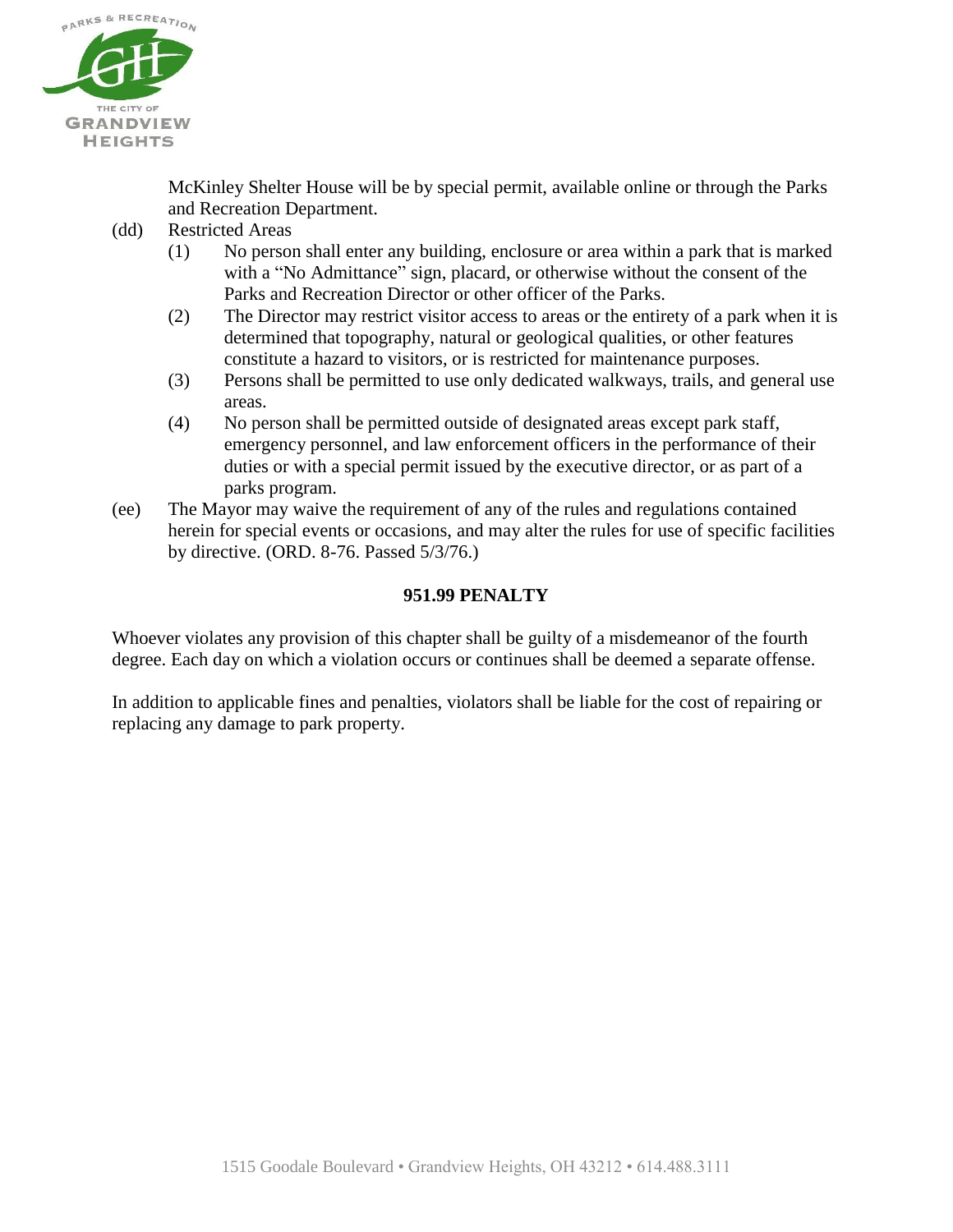McKinley Shelter House will be by special permit, available online or through the Parks and Recreation Department.

(dd) Restricted Areas

(1) No person shall enter any building, enclosure or area within a park that is marked with a "No Admittance" sign, placard, or otherwise without the consent of the Parks and Recreation Director or other officer of the Parks.

(2) The Director may restrict visitor access to areas or the entirety of a park when it is determined that topography, natural or geological qualities, or other features constitute a hazard to visitors, or is restricted for maintenance purposes.

(3) Persons shall be permitted to use only dedicated walkways, trails, and general use areas.

(4) No person shall be permitted outside of designated areas except park staff, emergency personnel, and law enforcement officers in the performance of their duties or with a special permit issued by the executive director, or as part of a parks program.

(ee) The Mayor may waive the requirement of any of the rules and regulations contained herein for special events or occasions, and may alter the rules for use of specific facilities by directive. (ORD. 8-76. Passed 5/3/76.)

## 951.99 PENALTY

Whoever violates any provision of this chapter shall be guilty of a misdemeanor of the fourth degree. Each day on which a violation occurs or continues shall be deemed a separate offense.

In addition to applicable fines and penalties, violators shall be liable for the cost of repairing or replacing any damage to park property.